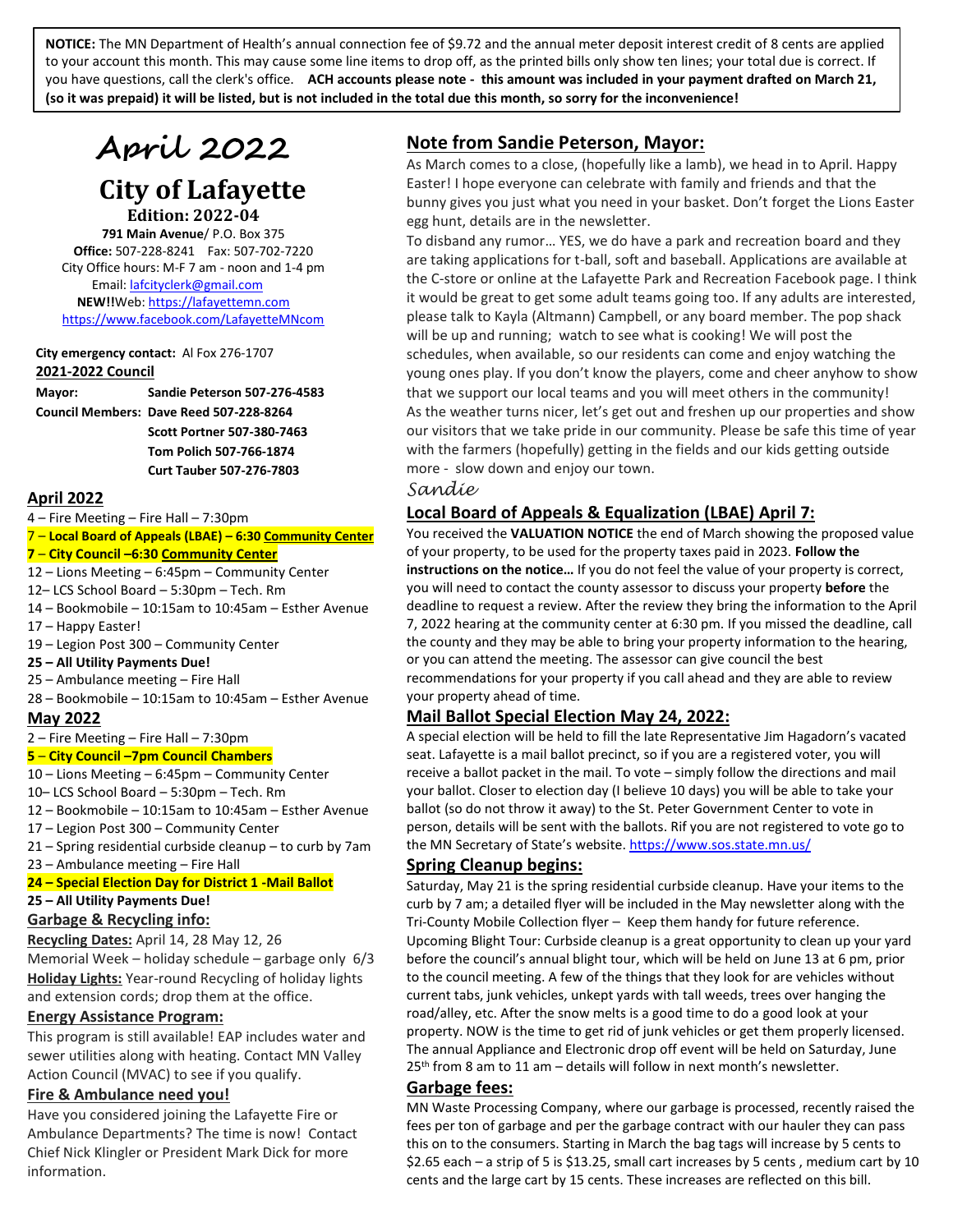**NOTICE:** The MN Department of Health's annual connection fee of $9.72 and the annual meter deposit interest credit of 8 cents are applied to your account this month. This may cause some line items to drop off, as the printed bills only show ten lines; your total due is correct. If you have questions, call the clerk's office. **ACH accounts please note - this amount was included in your payment drafted on March 21, (so it was prepaid) it will be listed, but is not included in the total due this month, so sorry for the inconvenience!**

# April 2022

# City of Lafayette

**Edition: 2022-04**

**791 Main Avenue**/ P.O. Box 375
**Office:** 507-228-8241 Fax: 507-702-7220
City Office hours: M-F 7 am - noon and 1-4 pm
Email: lafcityclerk@gmail.com
**NEW!!**Web: https://lafayettemn.com
https://www.facebook.com/LafayetteMNcom

**City emergency contact:** Al Fox 276-1707

**2021-2022 Council**

**Mayor:** Sandie Peterson 507-276-4583
**Council Members:** Dave Reed 507-228-8264
Scott Portner 507-380-7463
Tom Polich 507-766-1874
Curt Tauber 507-276-7803

## April 2022

- 4 – Fire Meeting – Fire Hall – 7:30pm
- 7 – **Local Board of Appeals (LBAE) – 6:30 Community Center**
- **7 – City Council –6:30 Community Center**
- 12 – Lions Meeting – 6:45pm – Community Center
- 12– LCS School Board – 5:30pm – Tech. Rm
- 14 – Bookmobile – 10:15am to 10:45am – Esther Avenue
- 17 – Happy Easter!
- 19 – Legion Post 300 – Community Center
- **25 – All Utility Payments Due!**
- 25 – Ambulance meeting – Fire Hall
- 28 – Bookmobile – 10:15am to 10:45am – Esther Avenue

## May 2022

- 2 – Fire Meeting – Fire Hall – 7:30pm
- **5 – City Council –7pm Council Chambers**
- 10 – Lions Meeting – 6:45pm – Community Center
- 10– LCS School Board – 5:30pm – Tech. Rm
- 12 – Bookmobile – 10:15am to 10:45am – Esther Avenue
- 17 – Legion Post 300 – Community Center
- 21 – Spring residential curbside cleanup – to curb by 7am
- 23 – Ambulance meeting – Fire Hall
- **24 – Special Election Day for District 1 -Mail Ballot**
- **25 – All Utility Payments Due!**

## Garbage & Recycling info:

**Recycling Dates:** April 14, 28 May 12, 26

Memorial Week – holiday schedule – garbage only 6/3

**Holiday Lights:** Year-round Recycling of holiday lights and extension cords; drop them at the office.

## Energy Assistance Program:

This program is still available! EAP includes water and sewer utilities along with heating. Contact MN Valley Action Council (MVAC) to see if you qualify.

## Fire & Ambulance need you!

Have you considered joining the Lafayette Fire or Ambulance Departments? The time is now! Contact Chief Nick Klingler or President Mark Dick for more information.

## Note from Sandie Peterson, Mayor:

As March comes to a close, (hopefully like a lamb), we head in to April. Happy Easter! I hope everyone can celebrate with family and friends and that the bunny gives you just what you need in your basket. Don't forget the Lions Easter egg hunt, details are in the newsletter.

To disband any rumor… YES, we do have a park and recreation board and they are taking applications for t-ball, soft and baseball. Applications are available at the C-store or online at the Lafayette Park and Recreation Facebook page. I think it would be great to get some adult teams going too. If any adults are interested, please talk to Kayla (Altmann) Campbell, or any board member. The pop shack will be up and running; watch to see what is cooking! We will post the schedules, when available, so our residents can come and enjoy watching the young ones play. If you don't know the players, come and cheer anyhow to show that we support our local teams and you will meet others in the community! As the weather turns nicer, let's get out and freshen up our properties and show our visitors that we take pride in our community. Please be safe this time of year with the farmers (hopefully) getting in the fields and our kids getting outside more - slow down and enjoy our town.

*Sandie*

## Local Board of Appeals & Equalization (LBAE) April 7:

You received the **VALUATION NOTICE** the end of March showing the proposed value of your property, to be used for the property taxes paid in 2023. **Follow the instructions on the notice…** If you do not feel the value of your property is correct, you will need to contact the county assessor to discuss your property **before** the deadline to request a review. After the review they bring the information to the April 7, 2022 hearing at the community center at 6:30 pm. If you missed the deadline, call the county and they may be able to bring your property information to the hearing, or you can attend the meeting. The assessor can give council the best recommendations for your property if you call ahead and they are able to review your property ahead of time.

## Mail Ballot Special Election May 24, 2022:

A special election will be held to fill the late Representative Jim Hagadorn's vacated seat. Lafayette is a mail ballot precinct, so if you are a registered voter, you will receive a ballot packet in the mail. To vote – simply follow the directions and mail your ballot. Closer to election day (I believe 10 days) you will be able to take your ballot (so do not throw it away) to the St. Peter Government Center to vote in person, details will be sent with the ballots. Rif you are not registered to vote go to the MN Secretary of State's website. https://www.sos.state.mn.us/

## Spring Cleanup begins:

Saturday, May 21 is the spring residential curbside cleanup. Have your items to the curb by 7 am; a detailed flyer will be included in the May newsletter along with the Tri-County Mobile Collection flyer – Keep them handy for future reference. Upcoming Blight Tour: Curbside cleanup is a great opportunity to clean up your yard before the council's annual blight tour, which will be held on June 13 at 6 pm, prior to the council meeting. A few of the things that they look for are vehicles without current tabs, junk vehicles, unkept yards with tall weeds, trees over hanging the road/alley, etc. After the snow melts is a good time to do a good look at your property. NOW is the time to get rid of junk vehicles or get them properly licensed. The annual Appliance and Electronic drop off event will be held on Saturday, June 25th from 8 am to 11 am – details will follow in next month's newsletter.

## Garbage fees:

MN Waste Processing Company, where our garbage is processed, recently raised the fees per ton of garbage and per the garbage contract with our hauler they can pass this on to the consumers. Starting in March the bag tags will increase by 5 cents to $2.65 each – a strip of 5 is $13.25, small cart increases by 5 cents , medium cart by 10 cents and the large cart by 15 cents. These increases are reflected on this bill.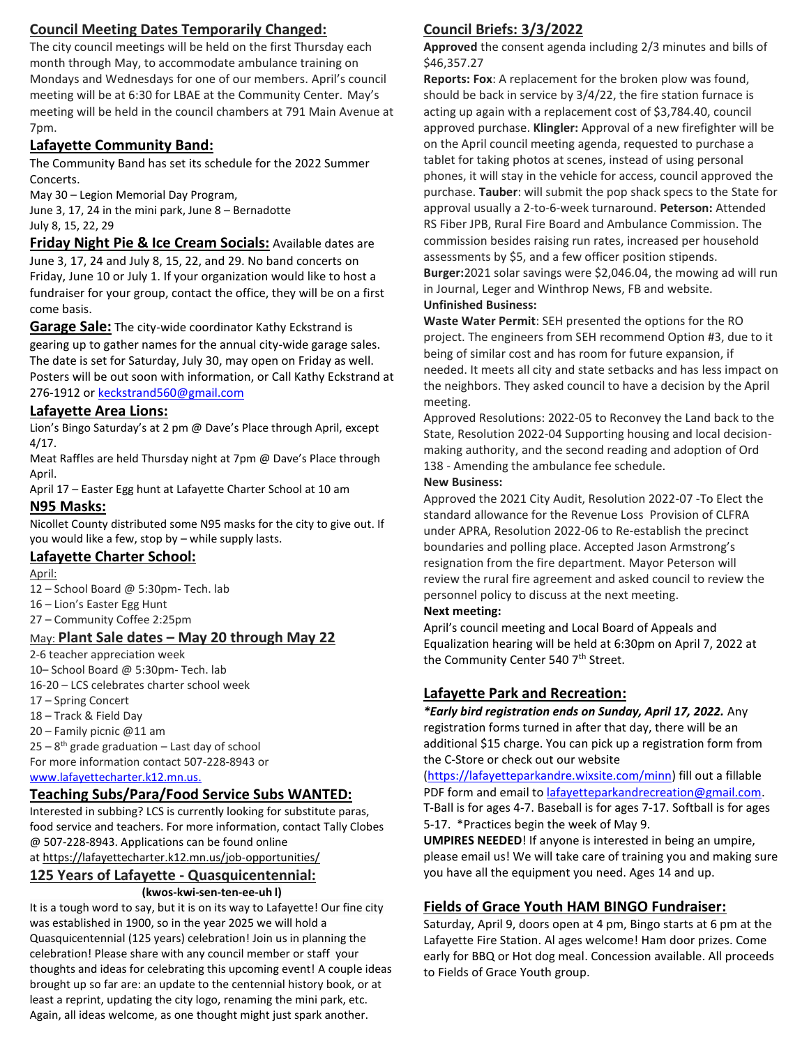## Council Meeting Dates Temporarily Changed:

The city council meetings will be held on the first Thursday each month through May, to accommodate ambulance training on Mondays and Wednesdays for one of our members. April's council meeting will be at 6:30 for LBAE at the Community Center. May's meeting will be held in the council chambers at 791 Main Avenue at 7pm.

## Lafayette Community Band:

The Community Band has set its schedule for the 2022 Summer Concerts.

May 30 – Legion Memorial Day Program,
June 3, 17, 24 in the mini park, June 8 – Bernadotte
July 8, 15, 22, 29

**Friday Night Pie & Ice Cream Socials:** Available dates are June 3, 17, 24 and July 8, 15, 22, and 29. No band concerts on Friday, June 10 or July 1. If your organization would like to host a fundraiser for your group, contact the office, they will be on a first come basis.

**Garage Sale:** The city-wide coordinator Kathy Eckstrand is gearing up to gather names for the annual city-wide garage sales. The date is set for Saturday, July 30, may open on Friday as well. Posters will be out soon with information, or Call Kathy Eckstrand at 276-1912 or keckstrand560@gmail.com

## Lafayette Area Lions:

Lion's Bingo Saturday's at 2 pm @ Dave's Place through April, except 4/17.

Meat Raffles are held Thursday night at 7pm @ Dave's Place through April.

April 17 – Easter Egg hunt at Lafayette Charter School at 10 am

## N95 Masks:

Nicollet County distributed some N95 masks for the city to give out. If you would like a few, stop by – while supply lasts.

## Lafayette Charter School:

April:

12 – School Board @ 5:30pm- Tech. lab
16 – Lion's Easter Egg Hunt
27 – Community Coffee 2:25pm

May: **Plant Sale dates – May 20 through May 22**

2-6 teacher appreciation week
10– School Board @ 5:30pm- Tech. lab
16-20 – LCS celebrates charter school week
17 – Spring Concert
18 – Track & Field Day
20 – Family picnic @11 am
25 – 8th grade graduation – Last day of school

For more information contact 507-228-8943 or www.lafayettecharter.k12.mn.us.

## Teaching Subs/Para/Food Service Subs WANTED:

Interested in subbing? LCS is currently looking for substitute paras, food service and teachers. For more information, contact Tally Clobes @ 507-228-8943. Applications can be found online at https://lafayettecharter.k12.mn.us/job-opportunities/

## 125 Years of Lafayette - Quasquicentennial:

**(kwos-kwi-sen-ten-ee-uh l)**

It is a tough word to say, but it is on its way to Lafayette! Our fine city was established in 1900, so in the year 2025 we will hold a Quasquicentennial (125 years) celebration! Join us in planning the celebration! Please share with any council member or staff your thoughts and ideas for celebrating this upcoming event! A couple ideas brought up so far are: an update to the centennial history book, or at least a reprint, updating the city logo, renaming the mini park, etc. Again, all ideas welcome, as one thought might just spark another.

## Council Briefs: 3/3/2022

**Approved** the consent agenda including 2/3 minutes and bills of $46,357.27

**Reports: Fox**: A replacement for the broken plow was found, should be back in service by 3/4/22, the fire station furnace is acting up again with a replacement cost of $3,784.40, council approved purchase. **Klingler:** Approval of a new firefighter will be on the April council meeting agenda, requested to purchase a tablet for taking photos at scenes, instead of using personal phones, it will stay in the vehicle for access, council approved the purchase. **Tauber**: will submit the pop shack specs to the State for approval usually a 2-to-6-week turnaround. **Peterson:** Attended RS Fiber JPB, Rural Fire Board and Ambulance Commission. The commission besides raising run rates, increased per household assessments by $5, and a few officer position stipends. **Burger:**2021 solar savings were $2,046.04, the mowing ad will run in Journal, Leger and Winthrop News, FB and website.

**Unfinished Business:**

**Waste Water Permit**: SEH presented the options for the RO project. The engineers from SEH recommend Option #3, due to it being of similar cost and has room for future expansion, if needed. It meets all city and state setbacks and has less impact on the neighbors. They asked council to have a decision by the April meeting.

Approved Resolutions: 2022-05 to Reconvey the Land back to the State, Resolution 2022-04 Supporting housing and local decision-making authority, and the second reading and adoption of Ord 138 - Amending the ambulance fee schedule.

**New Business:**

Approved the 2021 City Audit, Resolution 2022-07 -To Elect the standard allowance for the Revenue Loss Provision of CLFRA under APRA, Resolution 2022-06 to Re-establish the precinct boundaries and polling place. Accepted Jason Armstrong's resignation from the fire department. Mayor Peterson will review the rural fire agreement and asked council to review the personnel policy to discuss at the next meeting.

**Next meeting:**

April's council meeting and Local Board of Appeals and Equalization hearing will be held at 6:30pm on April 7, 2022 at the Community Center 540 7th Street.

## Lafayette Park and Recreation:

***\*Early bird registration ends on Sunday, April 17, 2022.*** Any registration forms turned in after that day, there will be an additional $15 charge. You can pick up a registration form from the C-Store or check out our website (https://lafayetteparkandre.wixsite.com/minn) fill out a fillable PDF form and email to lafayetteparkandrecreation@gmail.com. T-Ball is for ages 4-7. Baseball is for ages 7-17. Softball is for ages 5-17. *Practices begin the week of May 9.

**UMPIRES NEEDED**! If anyone is interested in being an umpire, please email us! We will take care of training you and making sure you have all the equipment you need. Ages 14 and up.

## Fields of Grace Youth HAM BINGO Fundraiser:

Saturday, April 9, doors open at 4 pm, Bingo starts at 6 pm at the Lafayette Fire Station. Al ages welcome! Ham door prizes. Come early for BBQ or Hot dog meal. Concession available. All proceeds to Fields of Grace Youth group.